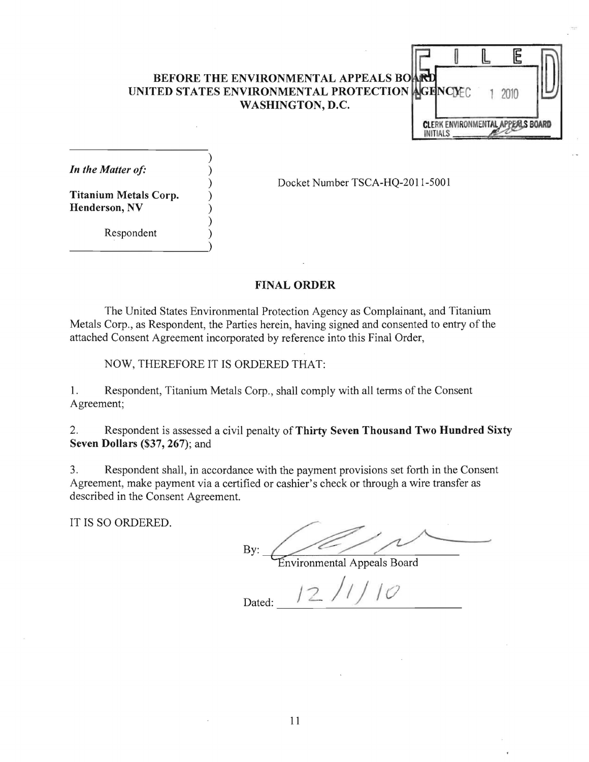**BEFORE THE ENVIRONMENTAL APPEALS BOARD**
**UNITED STATES ENVIRONMENTAL PROTECTION AGENCY**
**WASHINGTON, D.C.**

FILED
DEC 1 2010
CLERK ENVIRONMENTAL APPEALS BOARD
INITIALS

*In the Matter of:*

**Titanium Metals Corp.**
**Henderson, NV**

Respondent

Docket Number TSCA-HQ-2011-5001

## FINAL ORDER

The United States Environmental Protection Agency as Complainant, and Titanium Metals Corp., as Respondent, the Parties herein, having signed and consented to entry of the attached Consent Agreement incorporated by reference into this Final Order,

NOW, THEREFORE IT IS ORDERED THAT:

1. Respondent, Titanium Metals Corp., shall comply with all terms of the Consent Agreement;

2. Respondent is assessed a civil penalty of **Thirty Seven Thousand Two Hundred Sixty Seven Dollars ($37, 267)**; and

3. Respondent shall, in accordance with the payment provisions set forth in the Consent Agreement, make payment via a certified or cashier's check or through a wire transfer as described in the Consent Agreement.

IT IS SO ORDERED.

By: ______________________
Environmental Appeals Board

Dated: 12/1/10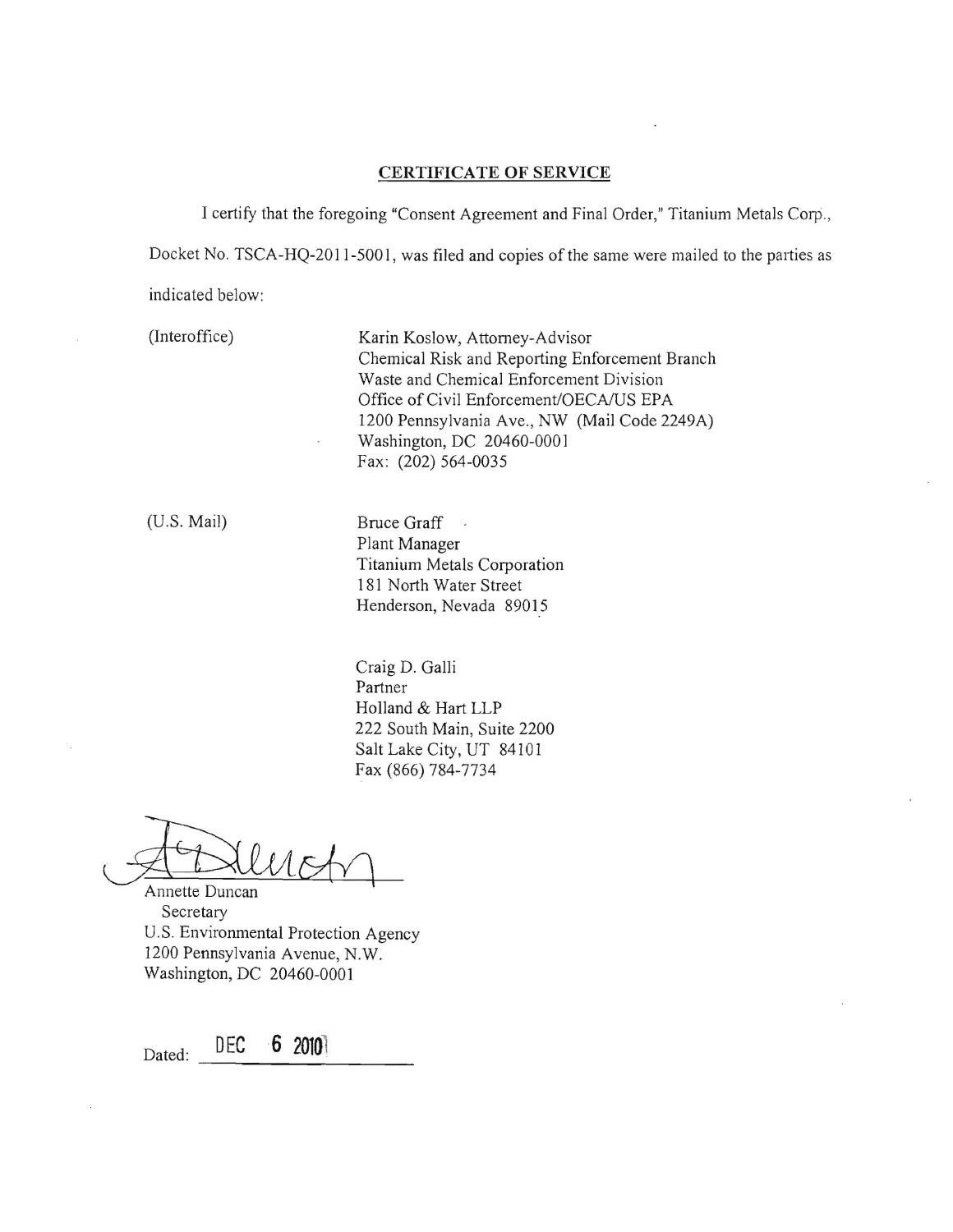**CERTIFICATE OF SERVICE**

I certify that the foregoing "Consent Agreement and Final Order," Titanium Metals Corp., Docket No. TSCA-HQ-2011-5001, was filed and copies of the same were mailed to the parties as indicated below:

(Interoffice)

Karin Koslow, Attorney-Advisor
Chemical Risk and Reporting Enforcement Branch
Waste and Chemical Enforcement Division
Office of Civil Enforcement/OECA/US EPA
1200 Pennsylvania Ave., NW (Mail Code 2249A)
Washington, DC 20460-0001
Fax: (202) 564-0035

(U.S. Mail)

Bruce Graff
Plant Manager
Titanium Metals Corporation
181 North Water Street
Henderson, Nevada 89015

Craig D. Galli
Partner
Holland & Hart LLP
222 South Main, Suite 2200
Salt Lake City, UT 84101
Fax (866) 784-7734

Annette Duncan
Secretary
U.S. Environmental Protection Agency
1200 Pennsylvania Avenue, N.W.
Washington, DC 20460-0001

Dated: DEC 6 2010